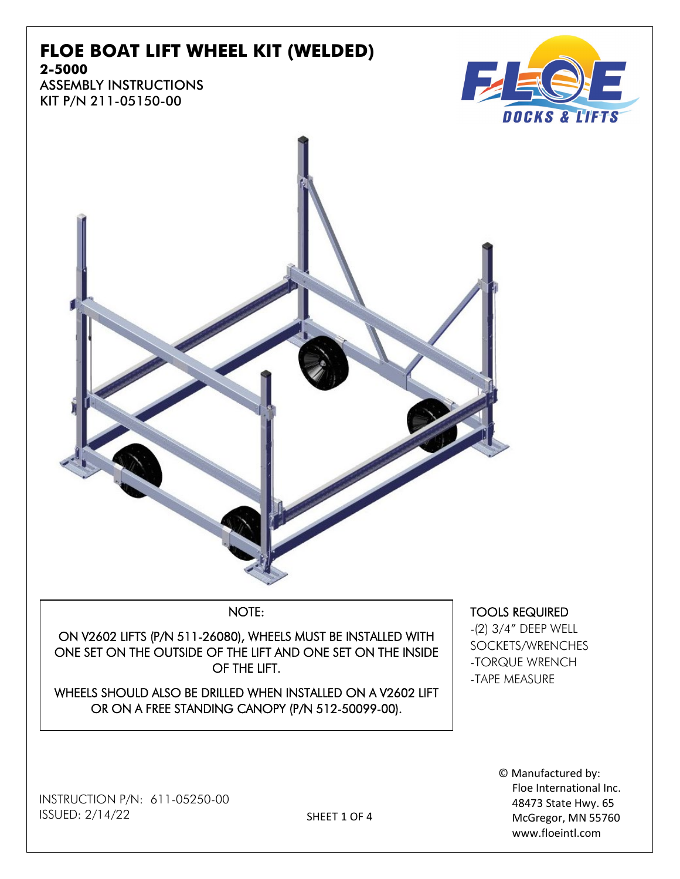# FLOE BOAT LIFT WHEEL KIT (WELDED)

**2-5000**

ASSEMBLY INSTRUCTIONS

KIT P/N 211-05150-00

FLOE DOCKS & LIFTS

NOTE:

ON V2602 LIFTS (P/N 511-26080), WHEELS MUST BE INSTALLED WITH ONE SET ON THE OUTSIDE OF THE LIFT AND ONE SET ON THE INSIDE OF THE LIFT.

WHEELS SHOULD ALSO BE DRILLED WHEN INSTALLED ON A V2602 LIFT OR ON A FREE STANDING CANOPY (P/N 512-50099-00).

TOOLS REQUIRED

- -(2) 3/4" DEEP WELL SOCKETS/WRENCHES
- -TORQUE WRENCH
- -TAPE MEASURE

INSTRUCTION P/N: 611-05250-00

ISSUED: 2/14/22

© Manufactured by:
Floe International Inc.
48473 State Hwy. 65
McGregor, MN 55760
www.floeintl.com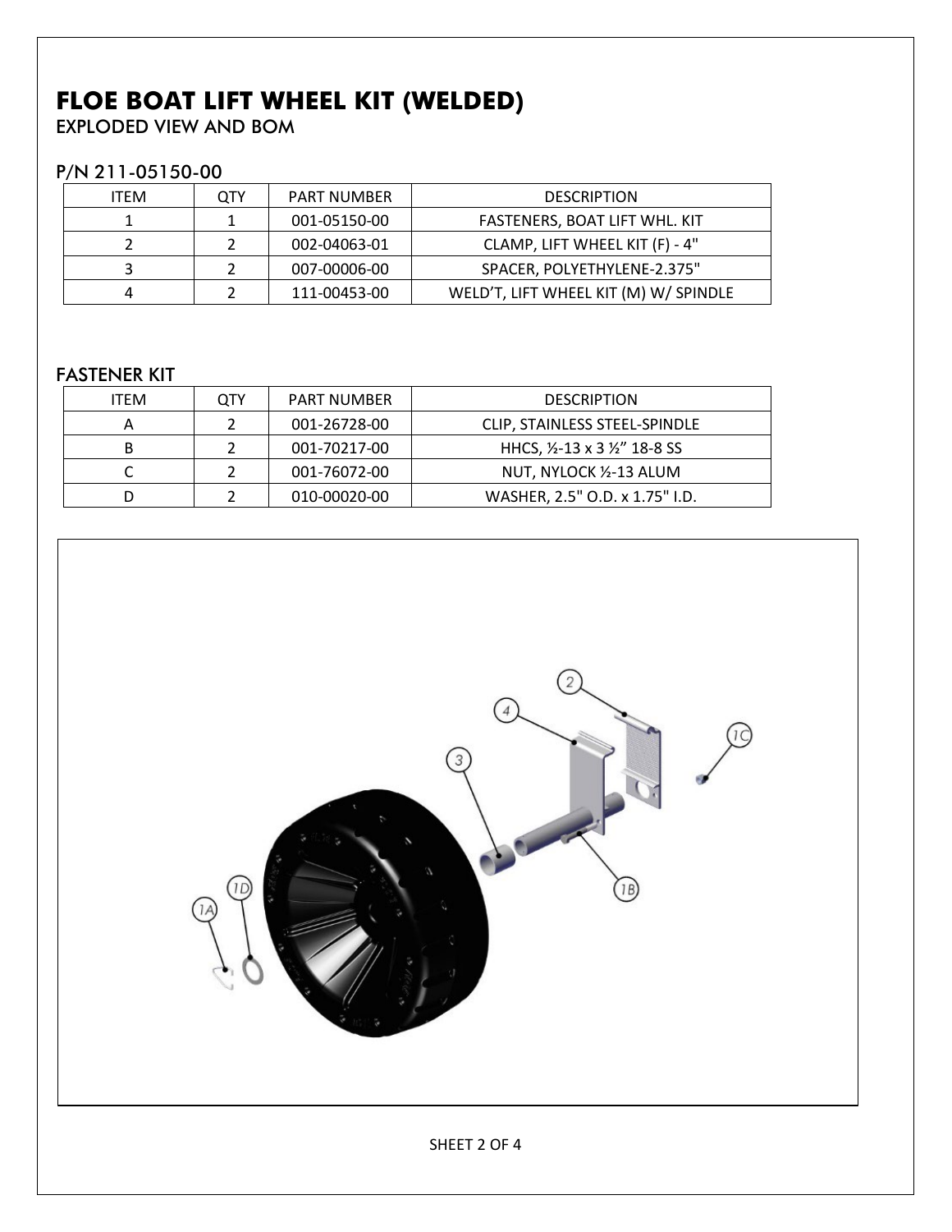# FLOE BOAT LIFT WHEEL KIT (WELDED)

EXPLODED VIEW AND BOM

## P/N 211-05150-00

| ITEM | QTY | PART NUMBER | DESCRIPTION |
|---|---|---|---|
| 1 | 1 | 001-05150-00 | FASTENERS, BOAT LIFT WHL. KIT |
| 2 | 2 | 002-04063-01 | CLAMP, LIFT WHEEL KIT (F) - 4" |
| 3 | 2 | 007-00006-00 | SPACER, POLYETHYLENE-2.375" |
| 4 | 2 | 111-00453-00 | WELD'T, LIFT WHEEL KIT (M) W/ SPINDLE |

## FASTENER KIT

| ITEM | QTY | PART NUMBER | DESCRIPTION |
|---|---|---|---|
| A | 2 | 001-26728-00 | CLIP, STAINLESS STEEL-SPINDLE |
| B | 2 | 001-70217-00 | HHCS, ½-13 x 3 ½" 18-8 SS |
| C | 2 | 001-76072-00 | NUT, NYLOCK ½-13 ALUM |
| D | 2 | 010-00020-00 | WASHER, 2.5" O.D. x 1.75" I.D. |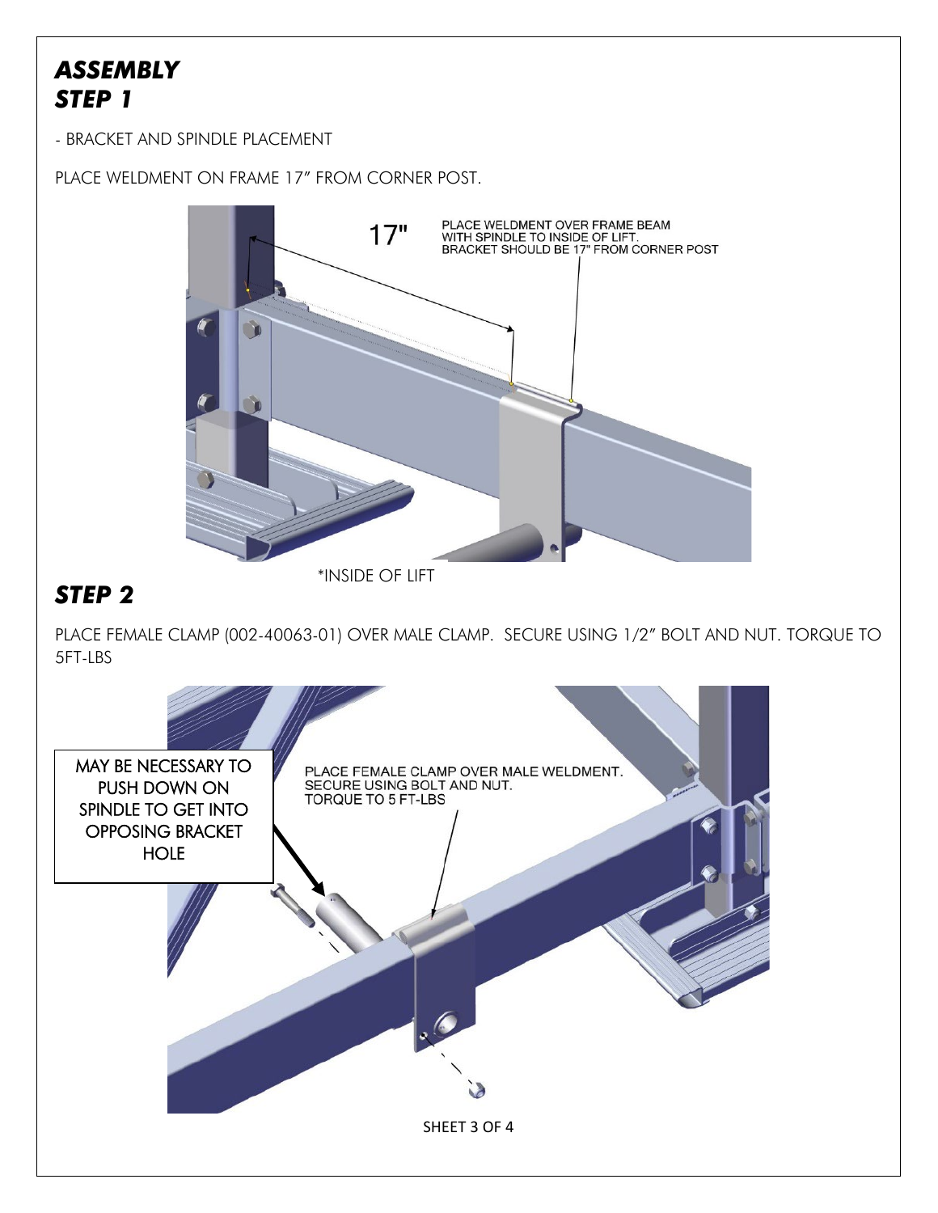## *ASSEMBLY*
## *STEP 1*

- BRACKET AND SPINDLE PLACEMENT

PLACE WELDMENT ON FRAME 17" FROM CORNER POST.

17"

PLACE WELDMENT OVER FRAME BEAM WITH SPINDLE TO INSIDE OF LIFT. BRACKET SHOULD BE 17" FROM CORNER POST

*INSIDE OF LIFT

## *STEP 2*

PLACE FEMALE CLAMP (002-40063-01) OVER MALE CLAMP. SECURE USING 1/2" BOLT AND NUT. TORQUE TO 5FT-LBS

MAY BE NECESSARY TO PUSH DOWN ON SPINDLE TO GET INTO OPPOSING BRACKET HOLE

PLACE FEMALE CLAMP OVER MALE WELDMENT. SECURE USING BOLT AND NUT. TORQUE TO 5 FT-LBS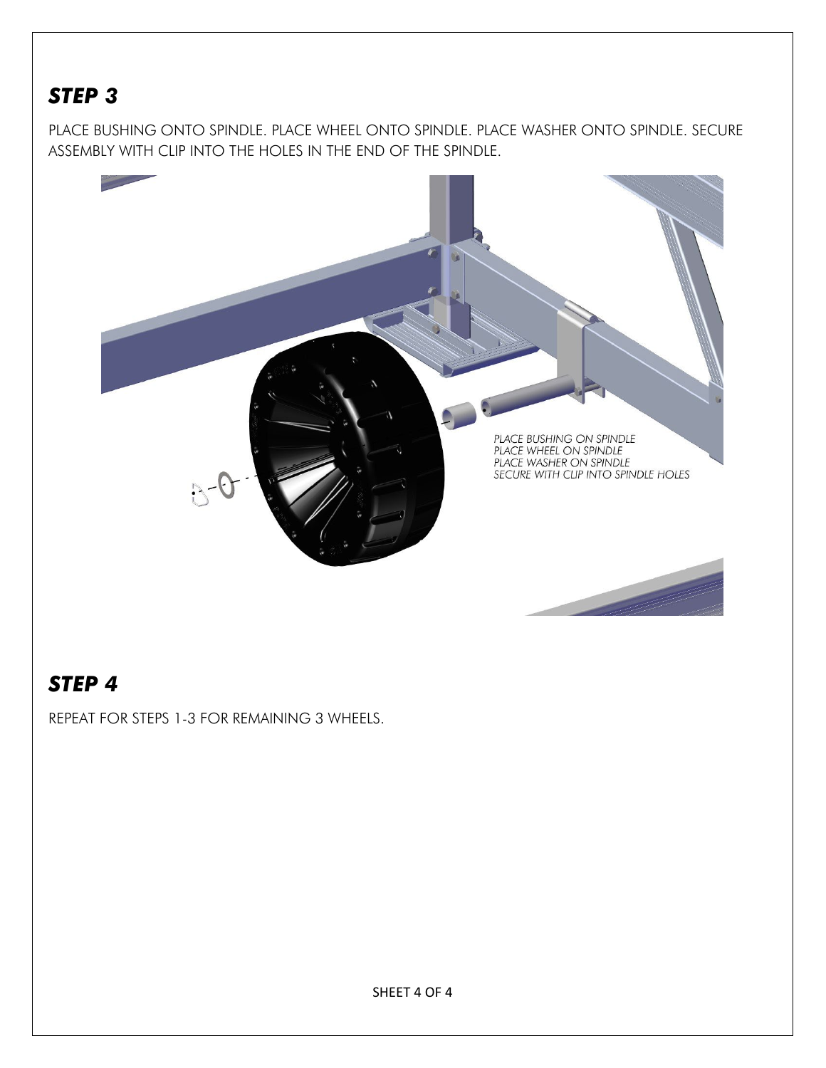## STEP 3

PLACE BUSHING ONTO SPINDLE. PLACE WHEEL ONTO SPINDLE. PLACE WASHER ONTO SPINDLE. SECURE ASSEMBLY WITH CLIP INTO THE HOLES IN THE END OF THE SPINDLE.

PLACE BUSHING ON SPINDLE
PLACE WHEEL ON SPINDLE
PLACE WASHER ON SPINDLE
SECURE WITH CLIP INTO SPINDLE HOLES

## STEP 4

REPEAT FOR STEPS 1-3 FOR REMAINING 3 WHEELS.